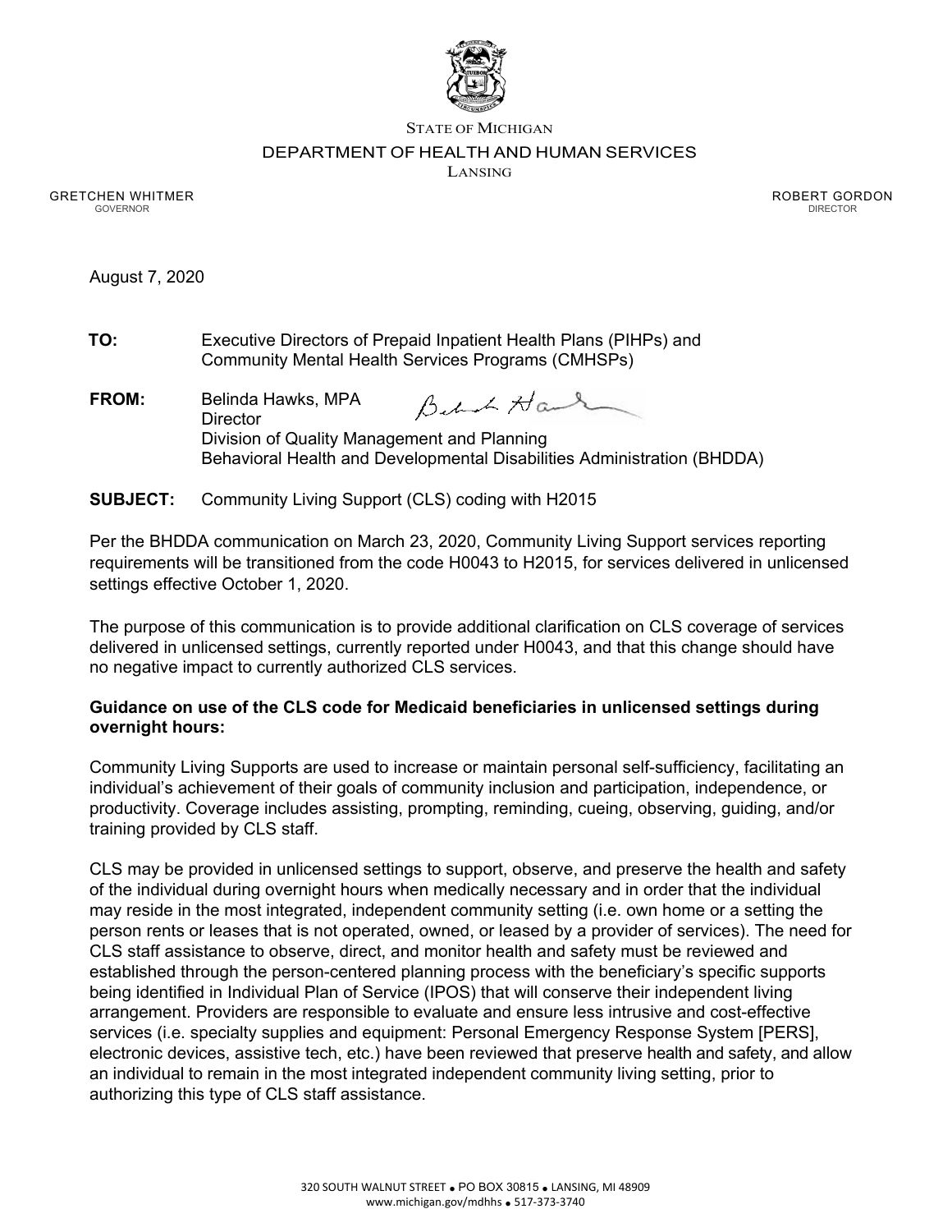STATE OF MICHIGAN

DEPARTMENT OF HEALTH AND HUMAN SERVICES

LANSING

GRETCHEN WHITMER
GOVERNOR

ROBERT GORDON
DIRECTOR

August 7, 2020

**TO:** Executive Directors of Prepaid Inpatient Health Plans (PIHPs) and Community Mental Health Services Programs (CMHSPs)

**FROM:** Belinda Hawks, MPA
Director
Division of Quality Management and Planning
Behavioral Health and Developmental Disabilities Administration (BHDDA)

**SUBJECT:** Community Living Support (CLS) coding with H2015

Per the BHDDA communication on March 23, 2020, Community Living Support services reporting requirements will be transitioned from the code H0043 to H2015, for services delivered in unlicensed settings effective October 1, 2020.

The purpose of this communication is to provide additional clarification on CLS coverage of services delivered in unlicensed settings, currently reported under H0043, and that this change should have no negative impact to currently authorized CLS services.

**Guidance on use of the CLS code for Medicaid beneficiaries in unlicensed settings during overnight hours:**

Community Living Supports are used to increase or maintain personal self-sufficiency, facilitating an individual's achievement of their goals of community inclusion and participation, independence, or productivity. Coverage includes assisting, prompting, reminding, cueing, observing, guiding, and/or training provided by CLS staff.

CLS may be provided in unlicensed settings to support, observe, and preserve the health and safety of the individual during overnight hours when medically necessary and in order that the individual may reside in the most integrated, independent community setting (i.e. own home or a setting the person rents or leases that is not operated, owned, or leased by a provider of services). The need for CLS staff assistance to observe, direct, and monitor health and safety must be reviewed and established through the person-centered planning process with the beneficiary's specific supports being identified in Individual Plan of Service (IPOS) that will conserve their independent living arrangement. Providers are responsible to evaluate and ensure less intrusive and cost-effective services (i.e. specialty supplies and equipment: Personal Emergency Response System [PERS], electronic devices, assistive tech, etc.) have been reviewed that preserve health and safety, and allow an individual to remain in the most integrated independent community living setting, prior to authorizing this type of CLS staff assistance.

320 SOUTH WALNUT STREET • PO BOX 30815 • LANSING, MI 48909
www.michigan.gov/mdhhs • 517-373-3740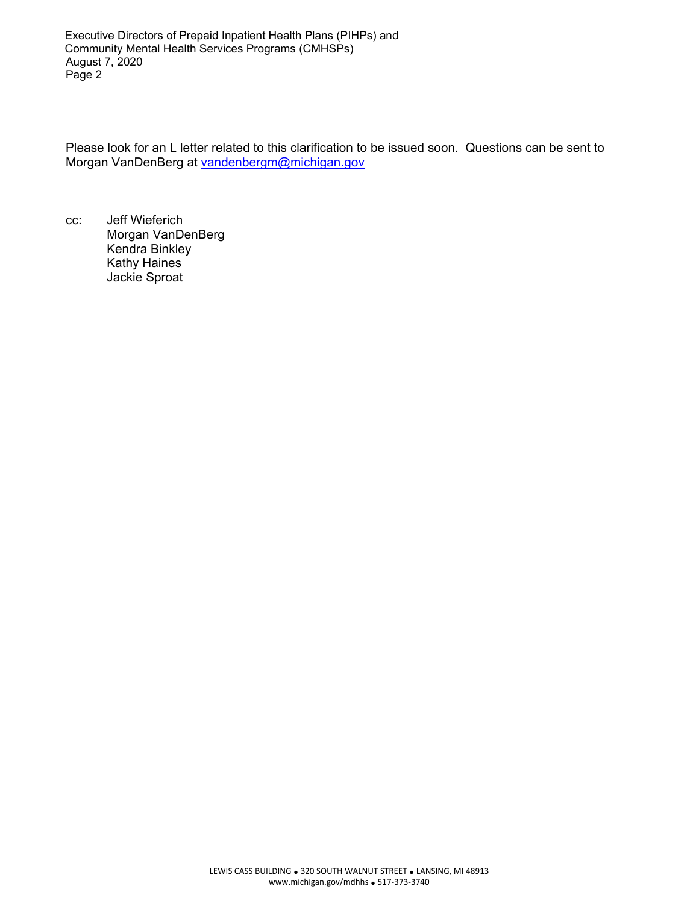Please look for an L letter related to this clarification to be issued soon. Questions can be sent to Morgan VanDenBerg at vandenbergm@michigan.gov

cc: Jeff Wieferich
Morgan VanDenBerg
Kendra Binkley
Kathy Haines
Jackie Sproat